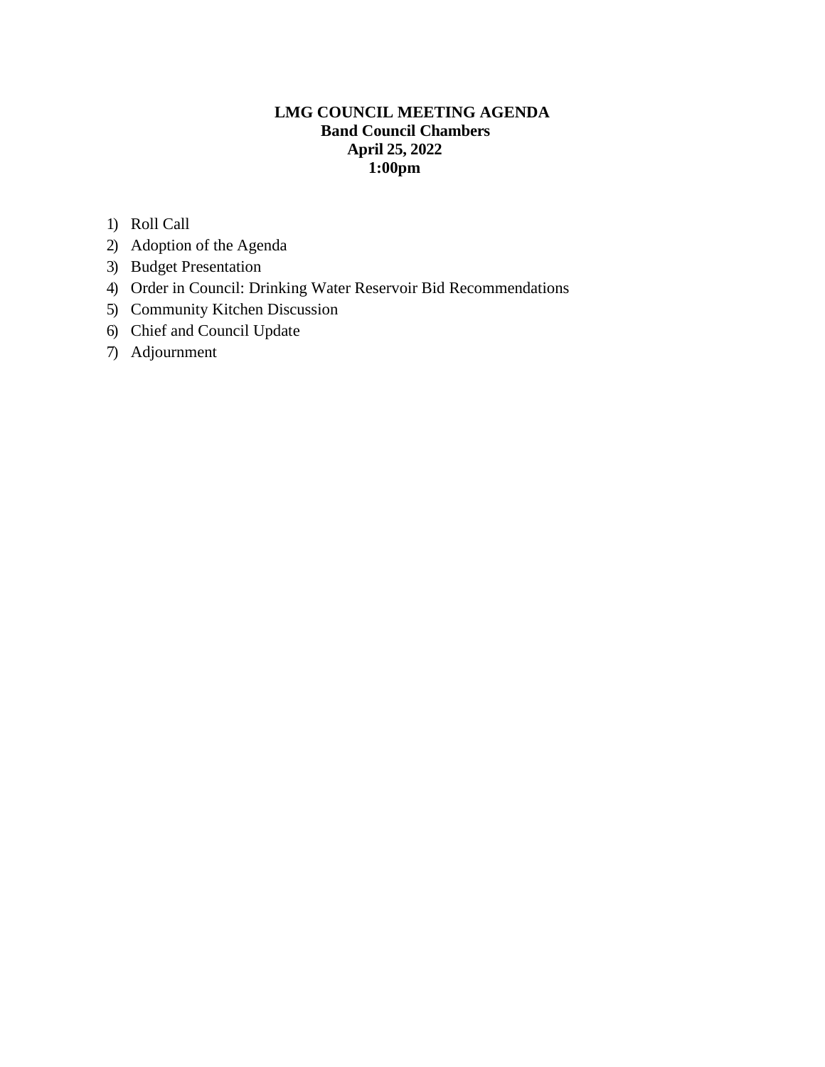# LMG COUNCIL MEETING AGENDA

**Band Council Chambers**

**April 25, 2022**

**1:00pm**

1) Roll Call
2) Adoption of the Agenda
3) Budget Presentation
4) Order in Council: Drinking Water Reservoir Bid Recommendations
5) Community Kitchen Discussion
6) Chief and Council Update
7) Adjournment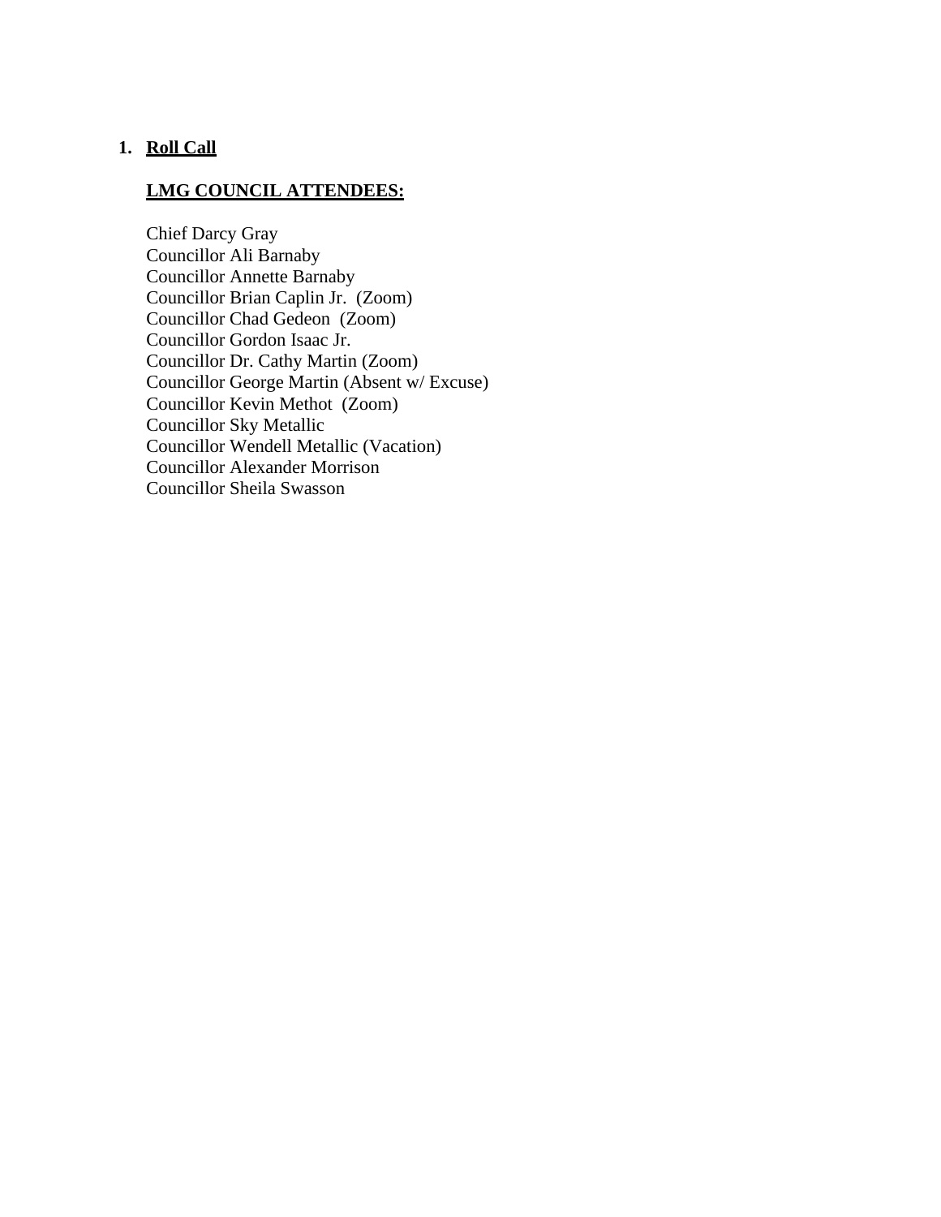1. **Roll Call**

**LMG COUNCIL ATTENDEES:**

Chief Darcy Gray
Councillor Ali Barnaby
Councillor Annette Barnaby
Councillor Brian Caplin Jr. (Zoom)
Councillor Chad Gedeon (Zoom)
Councillor Gordon Isaac Jr.
Councillor Dr. Cathy Martin (Zoom)
Councillor George Martin (Absent w/ Excuse)
Councillor Kevin Methot (Zoom)
Councillor Sky Metallic
Councillor Wendell Metallic (Vacation)
Councillor Alexander Morrison
Councillor Sheila Swasson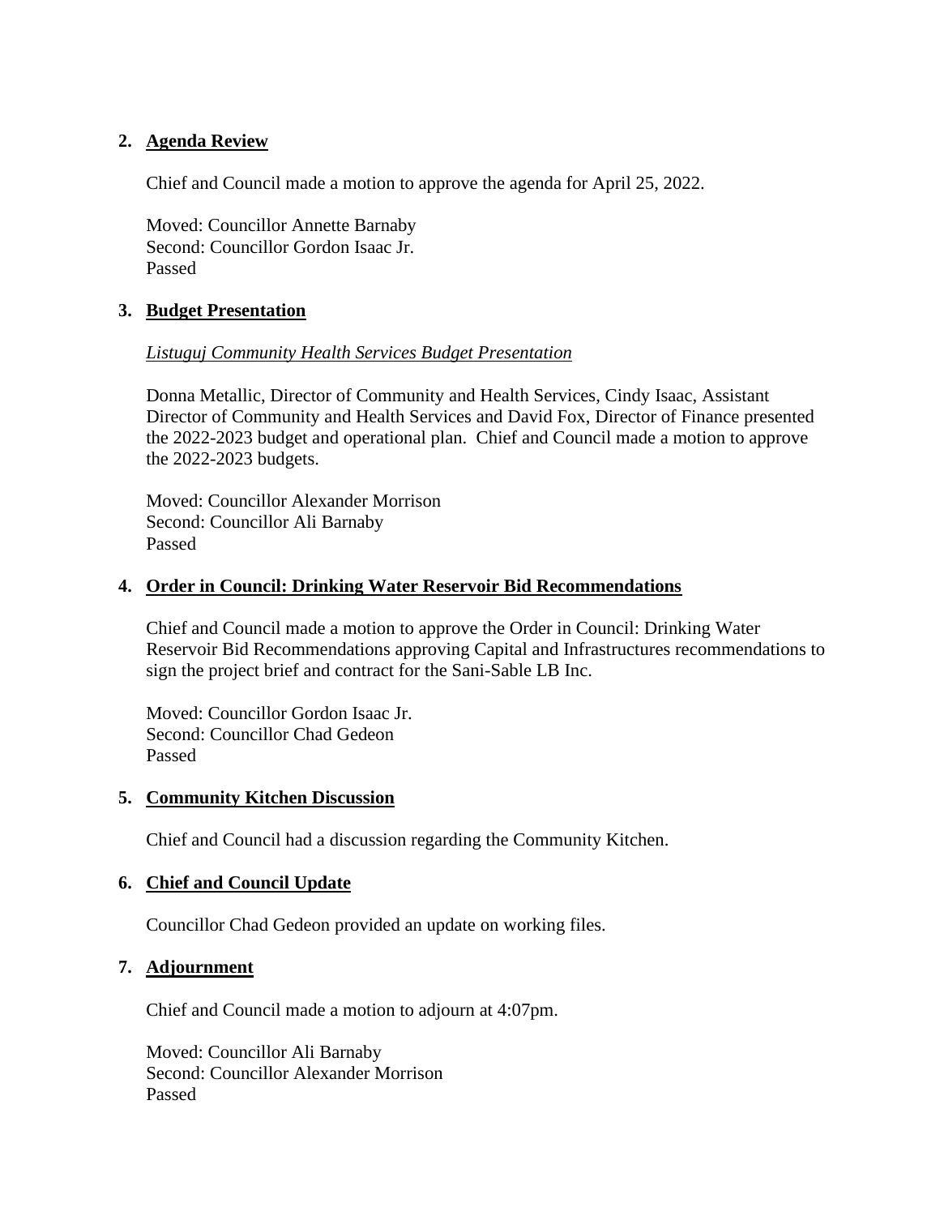## 2. Agenda Review

Chief and Council made a motion to approve the agenda for April 25, 2022.

Moved: Councillor Annette Barnaby
Second: Councillor Gordon Isaac Jr.
Passed

## 3. Budget Presentation

*Listuguj Community Health Services Budget Presentation*

Donna Metallic, Director of Community and Health Services, Cindy Isaac, Assistant Director of Community and Health Services and David Fox, Director of Finance presented the 2022-2023 budget and operational plan. Chief and Council made a motion to approve the 2022-2023 budgets.

Moved: Councillor Alexander Morrison
Second: Councillor Ali Barnaby
Passed

## 4. Order in Council: Drinking Water Reservoir Bid Recommendations

Chief and Council made a motion to approve the Order in Council: Drinking Water Reservoir Bid Recommendations approving Capital and Infrastructures recommendations to sign the project brief and contract for the Sani-Sable LB Inc.

Moved: Councillor Gordon Isaac Jr.
Second: Councillor Chad Gedeon
Passed

## 5. Community Kitchen Discussion

Chief and Council had a discussion regarding the Community Kitchen.

## 6. Chief and Council Update

Councillor Chad Gedeon provided an update on working files.

## 7. Adjournment

Chief and Council made a motion to adjourn at 4:07pm.

Moved: Councillor Ali Barnaby
Second: Councillor Alexander Morrison
Passed